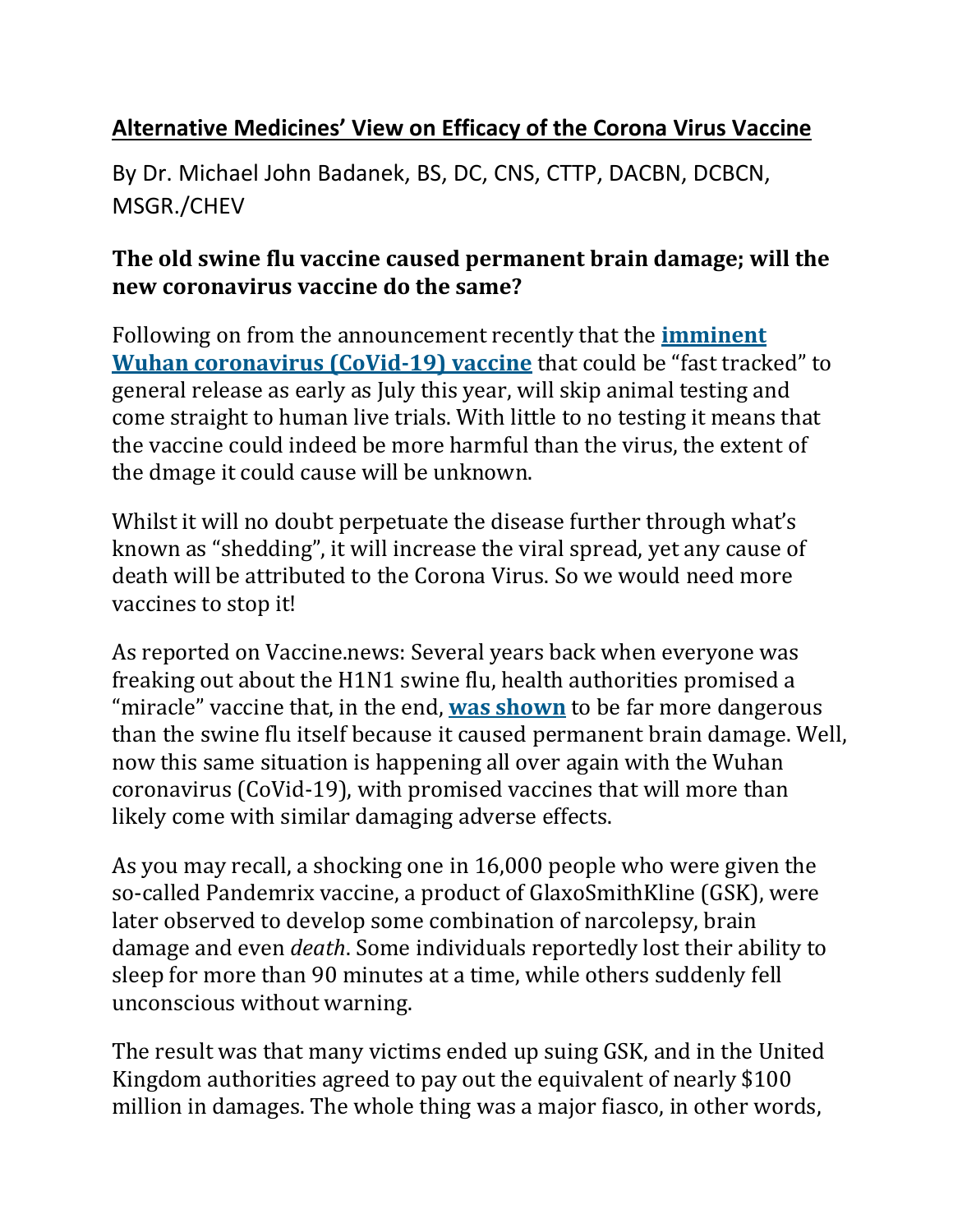# Alternative Medicines' View on Efficacy of the Corona Virus Vaccine

By Dr. Michael John Badanek, BS, DC, CNS, CTTP, DACBN, DCBCN, MSGR./CHEV

## The old swine flu vaccine caused permanent brain damage; will the new coronavirus vaccine do the same?

Following on from the announcement recently that the **imminent Wuhan coronavirus (CoVid-19) vaccine** that could be "fast tracked" to general release as early as July this year, will skip animal testing and come straight to human live trials. With little to no testing it means that the vaccine could indeed be more harmful than the virus, the extent of the dmage it could cause will be unknown.

Whilst it will no doubt perpetuate the disease further through what's known as "shedding", it will increase the viral spread, yet any cause of death will be attributed to the Corona Virus. So we would need more vaccines to stop it!

As reported on Vaccine.news: Several years back when everyone was freaking out about the H1N1 swine flu, health authorities promised a "miracle" vaccine that, in the end, **was shown** to be far more dangerous than the swine flu itself because it caused permanent brain damage. Well, now this same situation is happening all over again with the Wuhan coronavirus (CoVid-19), with promised vaccines that will more than likely come with similar damaging adverse effects.

As you may recall, a shocking one in 16,000 people who were given the so-called Pandemrix vaccine, a product of GlaxoSmithKline (GSK), were later observed to develop some combination of narcolepsy, brain damage and even *death*. Some individuals reportedly lost their ability to sleep for more than 90 minutes at a time, while others suddenly fell unconscious without warning.

The result was that many victims ended up suing GSK, and in the United Kingdom authorities agreed to pay out the equivalent of nearly $100 million in damages. The whole thing was a major fiasco, in other words,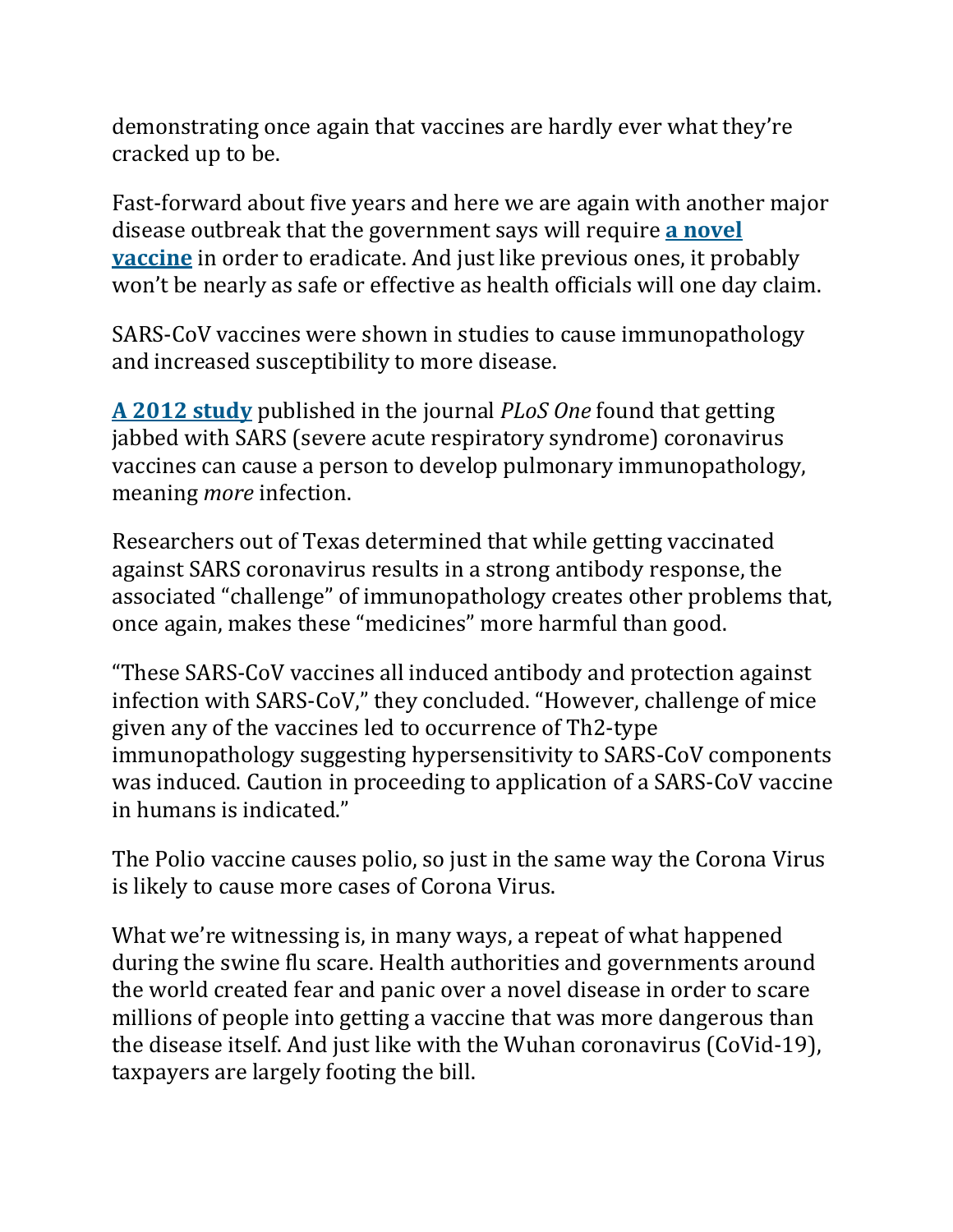demonstrating once again that vaccines are hardly ever what they're cracked up to be.

Fast-forward about five years and here we are again with another major disease outbreak that the government says will require **[a novel vaccine]()** in order to eradicate. And just like previous ones, it probably won't be nearly as safe or effective as health officials will one day claim.

SARS-CoV vaccines were shown in studies to cause immunopathology and increased susceptibility to more disease.

**[A 2012 study]()** published in the journal *PLoS One* found that getting jabbed with SARS (severe acute respiratory syndrome) coronavirus vaccines can cause a person to develop pulmonary immunopathology, meaning *more* infection.

Researchers out of Texas determined that while getting vaccinated against SARS coronavirus results in a strong antibody response, the associated "challenge" of immunopathology creates other problems that, once again, makes these "medicines" more harmful than good.

"These SARS-CoV vaccines all induced antibody and protection against infection with SARS-CoV," they concluded. "However, challenge of mice given any of the vaccines led to occurrence of Th2-type immunopathology suggesting hypersensitivity to SARS-CoV components was induced. Caution in proceeding to application of a SARS-CoV vaccine in humans is indicated."

The Polio vaccine causes polio, so just in the same way the Corona Virus is likely to cause more cases of Corona Virus.

What we're witnessing is, in many ways, a repeat of what happened during the swine flu scare. Health authorities and governments around the world created fear and panic over a novel disease in order to scare millions of people into getting a vaccine that was more dangerous than the disease itself. And just like with the Wuhan coronavirus (CoVid-19), taxpayers are largely footing the bill.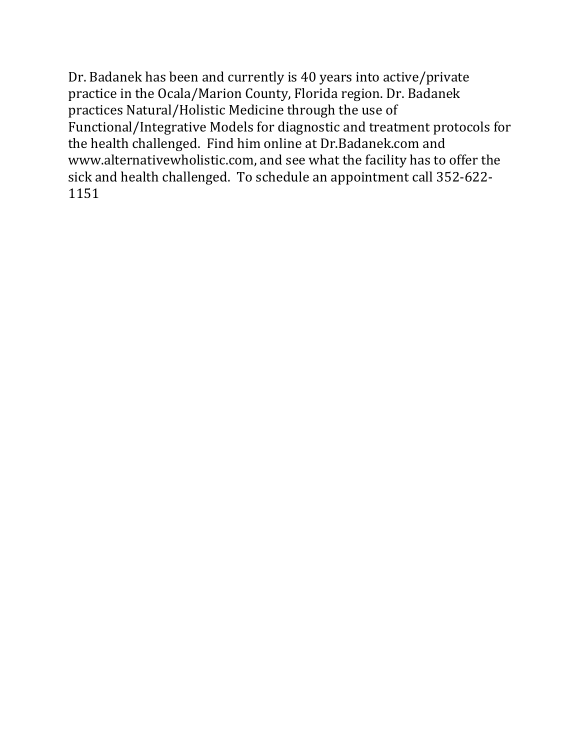Dr. Badanek has been and currently is 40 years into active/private practice in the Ocala/Marion County, Florida region. Dr. Badanek practices Natural/Holistic Medicine through the use of Functional/Integrative Models for diagnostic and treatment protocols for the health challenged. Find him online at Dr.Badanek.com and www.alternativewholistic.com, and see what the facility has to offer the sick and health challenged. To schedule an appointment call 352-622-1151